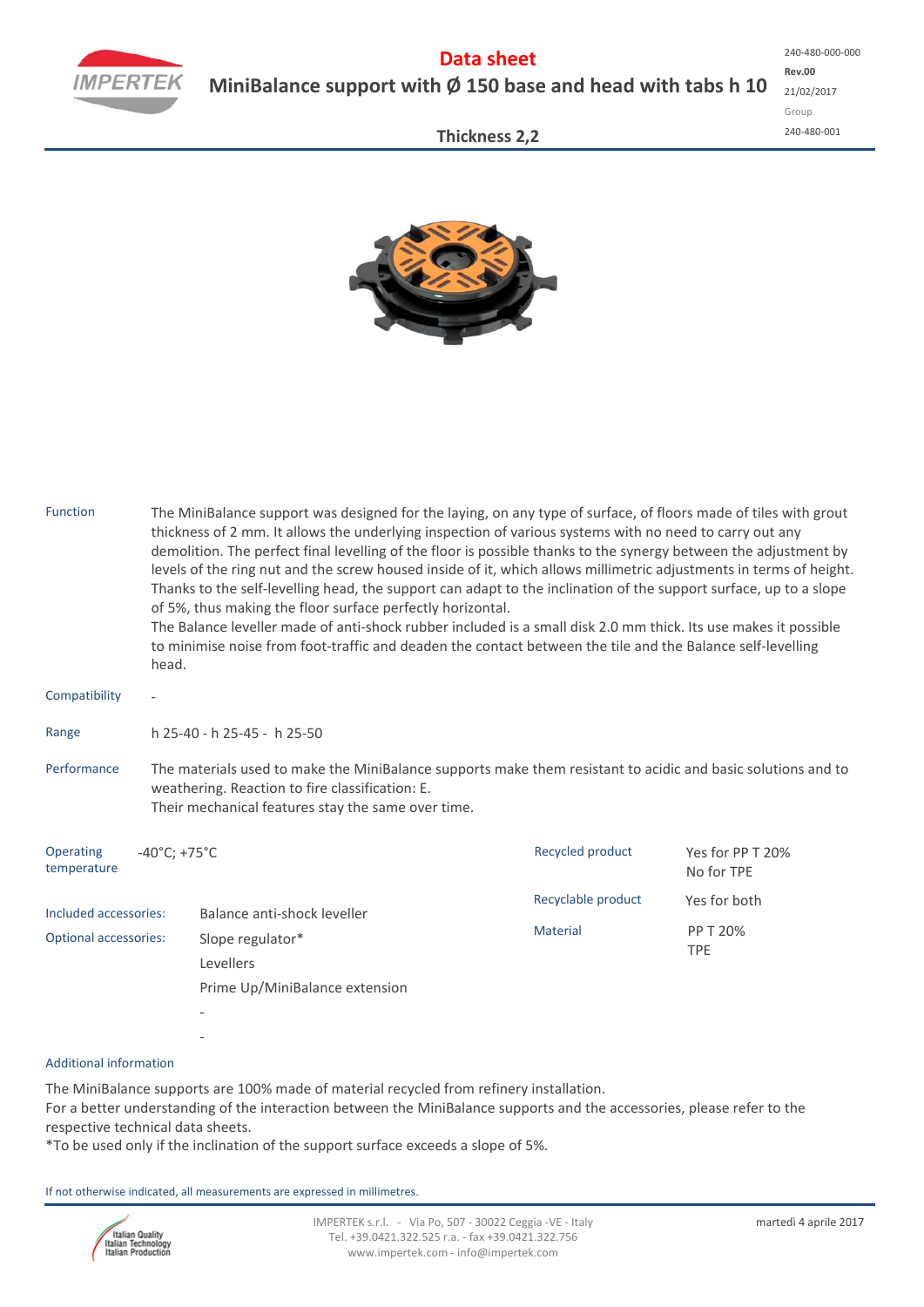# Data sheet

## MiniBalance support with Ø 150 base and head with tabs h 10

240-480-000-000
**Rev.00**
21/02/2017
Group
240-480-001

### Thickness 2,2

**Function**

The MiniBalance support was designed for the laying, on any type of surface, of floors made of tiles with grout thickness of 2 mm. It allows the underlying inspection of various systems with no need to carry out any demolition. The perfect final levelling of the floor is possible thanks to the synergy between the adjustment by levels of the ring nut and the screw housed inside of it, which allows millimetric adjustments in terms of height. Thanks to the self-levelling head, the support can adapt to the inclination of the support surface, up to a slope of 5%, thus making the floor surface perfectly horizontal.
The Balance leveller made of anti-shock rubber included is a small disk 2.0 mm thick. Its use makes it possible to minimise noise from foot-traffic and deaden the contact between the tile and the Balance self-levelling head.

**Compatibility**

-

**Range**

h 25-40 - h 25-45 - h 25-50

**Performance**

The materials used to make the MiniBalance supports make them resistant to acidic and basic solutions and to weathering. Reaction to fire classification: E.
Their mechanical features stay the same over time.

**Operating temperature**

-40°C; +75°C

**Included accessories:** Balance anti-shock leveller

**Optional accessories:**
- Slope regulator*
- Levellers
- Prime Up/MiniBalance extension
- -
- -

| | |
|---|---|
| Recycled product | Yes for PP T 20%<br>No for TPE |
| Recyclable product | Yes for both |
| Material | PP T 20%<br>TPE |

**Additional information**

The MiniBalance supports are 100% made of material recycled from refinery installation.
For a better understanding of the interaction between the MiniBalance supports and the accessories, please refer to the respective technical data sheets.
*To be used only if the inclination of the support surface exceeds a slope of 5%.

If not otherwise indicated, all measurements are expressed in millimetres.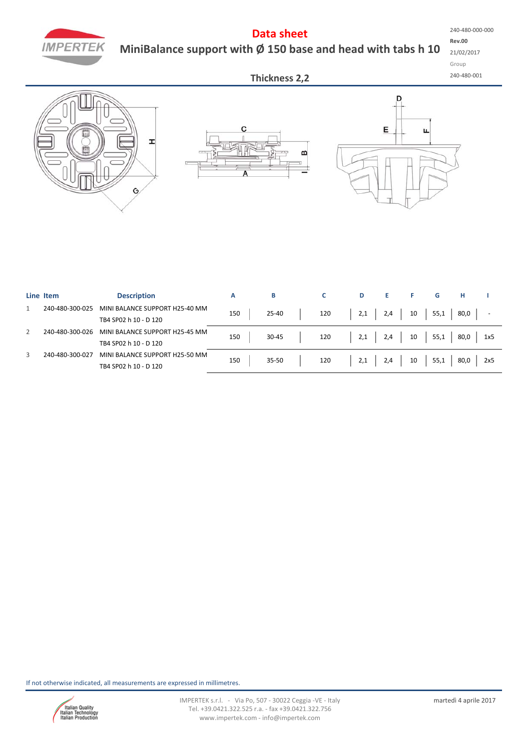# Data sheet

## MiniBalance support with Ø 150 base and head with tabs h 10

240-480-000-000
**Rev.00**
21/02/2017
Group
240-480-001

### Thickness 2,2

| Line | Item | Description | A | B | C | D | E | F | G | H | I |
|---|---|---|---|---|---|---|---|---|---|---|---|
| 1 | 240-480-300-025 | MINI BALANCE SUPPORT H25-40 MM TB4 SP02 h 10 - D 120 | 150 | 25-40 | 120 | 2,1 | 2,4 | 10 | 55,1 | 80,0 | - |
| 2 | 240-480-300-026 | MINI BALANCE SUPPORT H25-45 MM TB4 SP02 h 10 - D 120 | 150 | 30-45 | 120 | 2,1 | 2,4 | 10 | 55,1 | 80,0 | 1x5 |
| 3 | 240-480-300-027 | MINI BALANCE SUPPORT H25-50 MM TB4 SP02 h 10 - D 120 | 150 | 35-50 | 120 | 2,1 | 2,4 | 10 | 55,1 | 80,0 | 2x5 |

If not otherwise indicated, all measurements are expressed in millimetres.

IMPERTEK s.r.l. - Via Po, 507 - 30022 Ceggia -VE - Italy
Tel. +39.0421.322.525 r.a. - fax +39.0421.322.756
www.impertek.com - info@impertek.com

martedì 4 aprile 2017